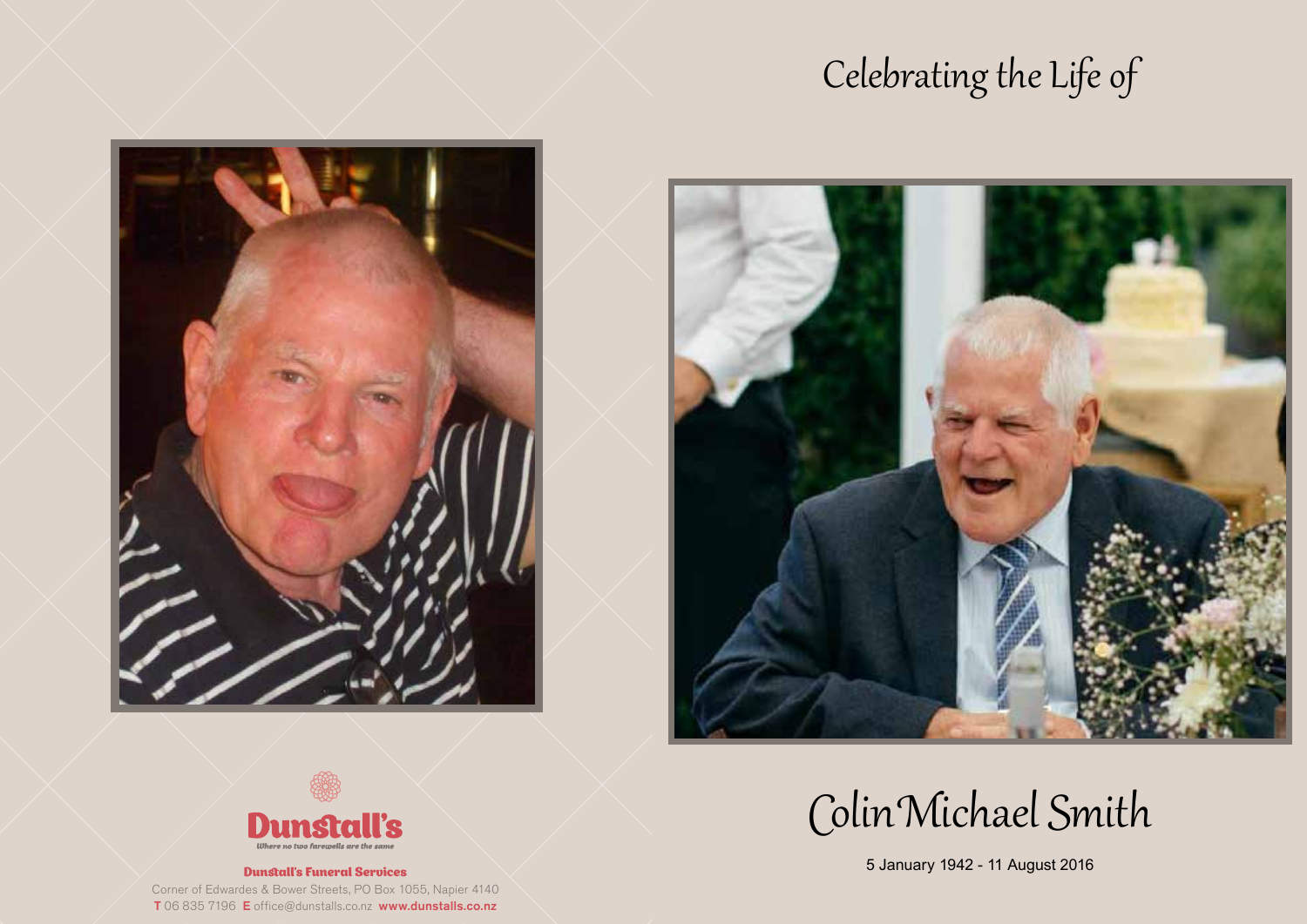# Celebrating the Life of

# Colin Michael Smith

5 January 1942 - 11 August 2016

**Dunstall's**

*Where no two farewells are the same*

**Dunstall's Funeral Services**

Corner of Edwardes & Bower Streets, PO Box 1055, Napier 4140

**T** 06 835 7196 **E** office@dunstalls.co.nz **www.dunstalls.co.nz**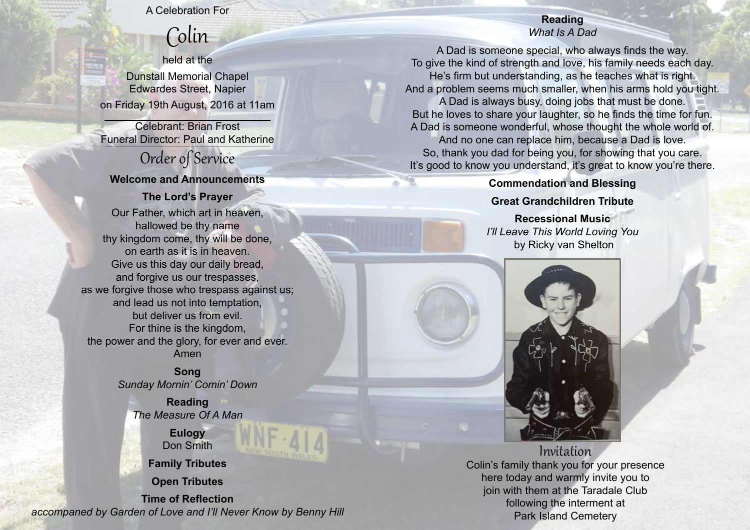A Celebration For

# Colin

held at the

Dunstall Memorial Chapel
Edwardes Street, Napier
on Friday 19th August, 2016 at 11am

Celebrant: Brian Frost
Funeral Director: Paul and Katherine

## Order of Service

**Welcome and Announcements**

**The Lord's Prayer**

Our Father, which art in heaven,
hallowed be thy name
thy kingdom come, thy will be done,
on earth as it is in heaven.
Give us this day our daily bread,
and forgive us our trespasses,
as we forgive those who trespass against us;
and lead us not into temptation,
but deliver us from evil.
For thine is the kingdom,
the power and the glory, for ever and ever.
Amen

**Song**
*Sunday Mornin' Comin' Down*

**Reading**
*The Measure Of A Man*

**Eulogy**
Don Smith

**Family Tributes**

**Open Tributes**

**Time of Reflection**
*accompaned by Garden of Love and I'll Never Know by Benny Hill*

**Reading**
*What Is A Dad*

A Dad is someone special, who always finds the way.
To give the kind of strength and love, his family needs each day.
He's firm but understanding, as he teaches what is right.
And a problem seems much smaller, when his arms hold you tight.
A Dad is always busy, doing jobs that must be done.
But he loves to share your laughter, so he finds the time for fun.
A Dad is someone wonderful, whose thought the whole world of.
And no one can replace him, because a Dad is love.
So, thank you dad for being you, for showing that you care.
It's good to know you understand, it's great to know you're there.

**Commendation and Blessing**

**Great Grandchildren Tribute**

**Recessional Music**
*I'll Leave This World Loving You*
by Ricky van Shelton

## Invitation

Colin's family thank you for your presence
here today and warmly invite you to
join with them at the Taradale Club
following the interment at
Park Island Cemetery